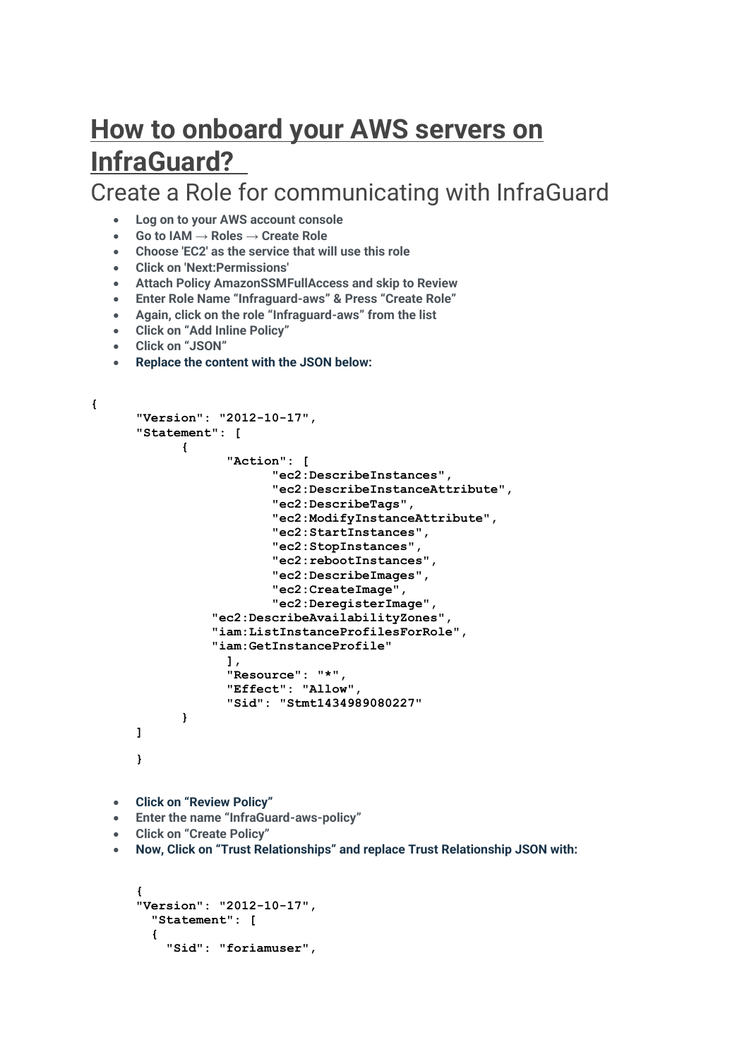# How to onboard your AWS servers on InfraGuard?

## Create a Role for communicating with InfraGuard

- **Log on to your AWS account console**
- **Go to IAM → Roles → Create Role**
- **Choose 'EC2' as the service that will use this role**
- **Click on 'Next:Permissions'**
- **Attach Policy AmazonSSMFullAccess and skip to Review**
- **Enter Role Name "Infraguard-aws" & Press "Create Role"**
- **Again, click on the role "Infraguard-aws" from the list**
- **Click on "Add Inline Policy"**
- **Click on "JSON"**
- **Replace the content with the JSON below:**

```
{
      "Version": "2012-10-17",
      "Statement": [
            {
                  "Action": [
                        "ec2:DescribeInstances",
                        "ec2:DescribeInstanceAttribute",
                        "ec2:DescribeTags",
                        "ec2:ModifyInstanceAttribute",
                        "ec2:StartInstances",
                        "ec2:StopInstances",
                        "ec2:rebootInstances",
                        "ec2:DescribeImages",
                        "ec2:CreateImage",
                        "ec2:DeregisterImage",
                "ec2:DescribeAvailabilityZones",
                "iam:ListInstanceProfilesForRole",
                "iam:GetInstanceProfile"
                  ],
                  "Resource": "*",
                  "Effect": "Allow",
                  "Sid": "Stmt1434989080227"
            }
      ]

      }
```

- **Click on "Review Policy"**
- **Enter the name "InfraGuard-aws-policy"**
- **Click on "Create Policy"**
- **Now, Click on "Trust Relationships" and replace Trust Relationship JSON with:**

```
      {
      "Version": "2012-10-17",
        "Statement": [
        {
          "Sid": "foriamuser",
```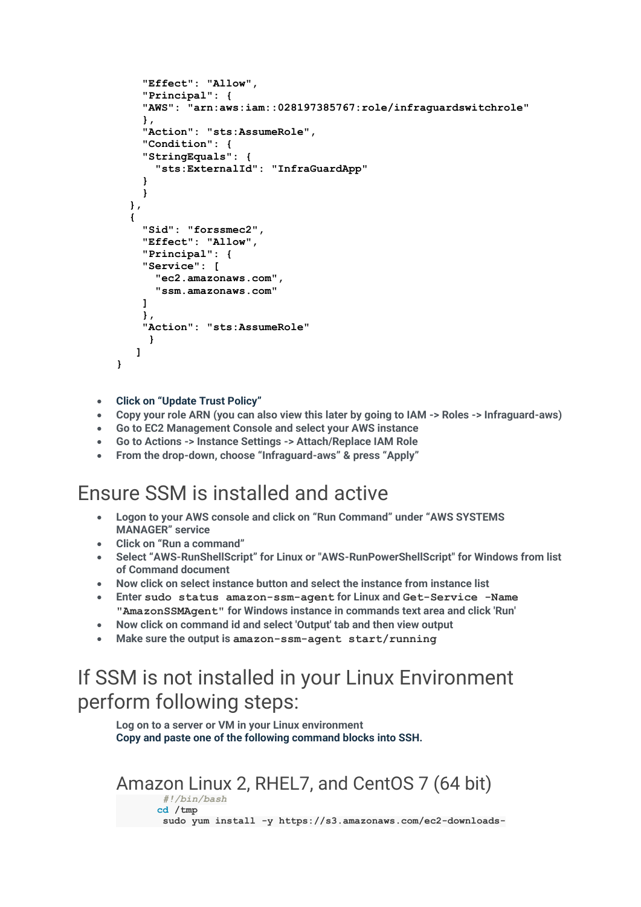```
      "Effect": "Allow",
      "Principal": {
      "AWS": "arn:aws:iam::028197385767:role/infraguardswitchrole"
      },
      "Action": "sts:AssumeRole",
      "Condition": {
      "StringEquals": {
        "sts:ExternalId": "InfraGuardApp"
      }
      }
    },
    {
      "Sid": "forssmec2",
      "Effect": "Allow",
      "Principal": {
      "Service": [
        "ec2.amazonaws.com",
        "ssm.amazonaws.com"
      ]
      },
      "Action": "sts:AssumeRole"
       }
     ]
}
```

- Click on "Update Trust Policy"
- Copy your role ARN (you can also view this later by going to IAM -> Roles -> Infraguard-aws)
- Go to EC2 Management Console and select your AWS instance
- Go to Actions -> Instance Settings -> Attach/Replace IAM Role
- From the drop-down, choose "Infraguard-aws" & press "Apply"

# Ensure SSM is installed and active

- Logon to your AWS console and click on "Run Command" under "AWS SYSTEMS MANAGER" service
- Click on "Run a command"
- Select "AWS-RunShellScript" for Linux or "AWS-RunPowerShellScript" for Windows from list of Command document
- Now click on select instance button and select the instance from instance list
- Enter `sudo status amazon-ssm-agent` for Linux and `Get-Service -Name "AmazonSSMAgent"` for Windows instance in commands text area and click 'Run'
- Now click on command id and select 'Output' tab and then view output
- Make sure the output is `amazon-ssm-agent start/running`

# If SSM is not installed in your Linux Environment perform following steps:

Log on to a server or VM in your Linux environment
Copy and paste one of the following command blocks into SSH.

## Amazon Linux 2, RHEL7, and CentOS 7 (64 bit)

```
#!/bin/bash
cd /tmp
sudo yum install -y https://s3.amazonaws.com/ec2-downloads-
```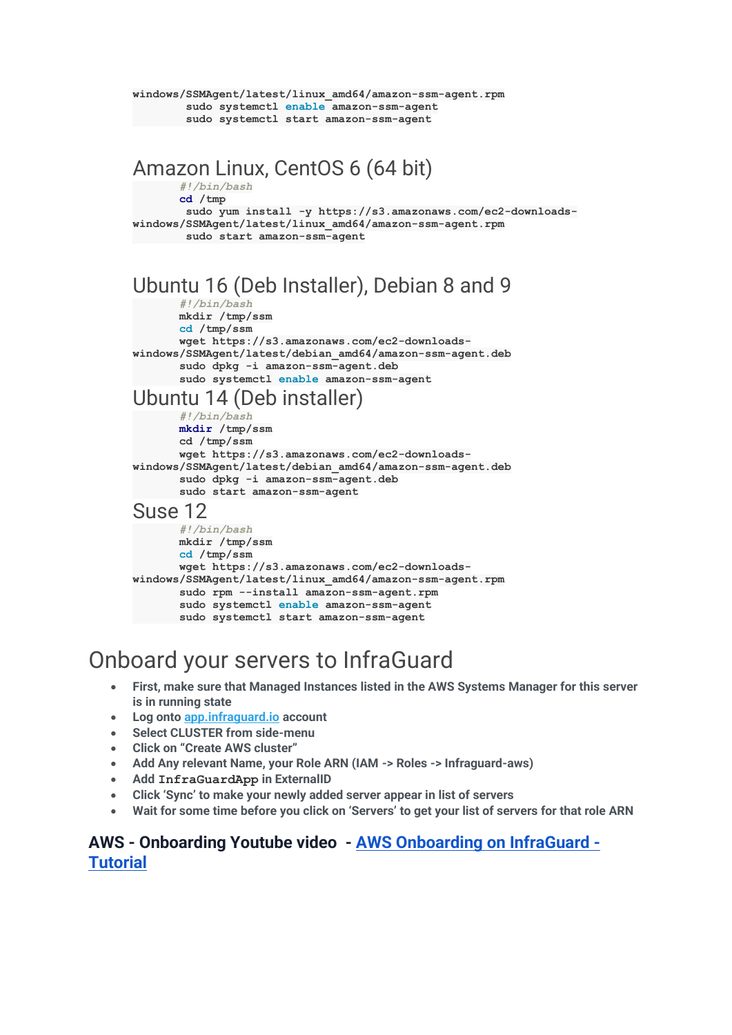```
windows/SSMAgent/latest/linux_amd64/amazon-ssm-agent.rpm
        sudo systemctl enable amazon-ssm-agent
        sudo systemctl start amazon-ssm-agent
```

## Amazon Linux, CentOS 6 (64 bit)

```
#!/bin/bash
cd /tmp
 sudo yum install -y https://s3.amazonaws.com/ec2-downloads-windows/SSMAgent/latest/linux_amd64/amazon-ssm-agent.rpm
 sudo start amazon-ssm-agent
```

## Ubuntu 16 (Deb Installer), Debian 8 and 9

```
#!/bin/bash
mkdir /tmp/ssm
cd /tmp/ssm
wget https://s3.amazonaws.com/ec2-downloads-windows/SSMAgent/latest/debian_amd64/amazon-ssm-agent.deb
sudo dpkg -i amazon-ssm-agent.deb
sudo systemctl enable amazon-ssm-agent
```

## Ubuntu 14 (Deb installer)

```
#!/bin/bash
mkdir /tmp/ssm
cd /tmp/ssm
wget https://s3.amazonaws.com/ec2-downloads-windows/SSMAgent/latest/debian_amd64/amazon-ssm-agent.deb
sudo dpkg -i amazon-ssm-agent.deb
sudo start amazon-ssm-agent
```

## Suse 12

```
#!/bin/bash
mkdir /tmp/ssm
cd /tmp/ssm
wget https://s3.amazonaws.com/ec2-downloads-windows/SSMAgent/latest/linux_amd64/amazon-ssm-agent.rpm
sudo rpm --install amazon-ssm-agent.rpm
sudo systemctl enable amazon-ssm-agent
sudo systemctl start amazon-ssm-agent
```

# Onboard your servers to InfraGuard

- **First, make sure that Managed Instances listed in the AWS Systems Manager for this server is in running state**
- **Log onto [app.infraguard.io](app.infraguard.io) account**
- **Select CLUSTER from side-menu**
- **Click on "Create AWS cluster"**
- **Add Any relevant Name, your Role ARN (IAM -> Roles -> Infraguard-aws)**
- **Add `InfraGuardApp` in ExternalID**
- **Click 'Sync' to make your newly added server appear in list of servers**
- **Wait for some time before you click on 'Servers' to get your list of servers for that role ARN**

### AWS - Onboarding Youtube video - AWS Onboarding on InfraGuard - Tutorial